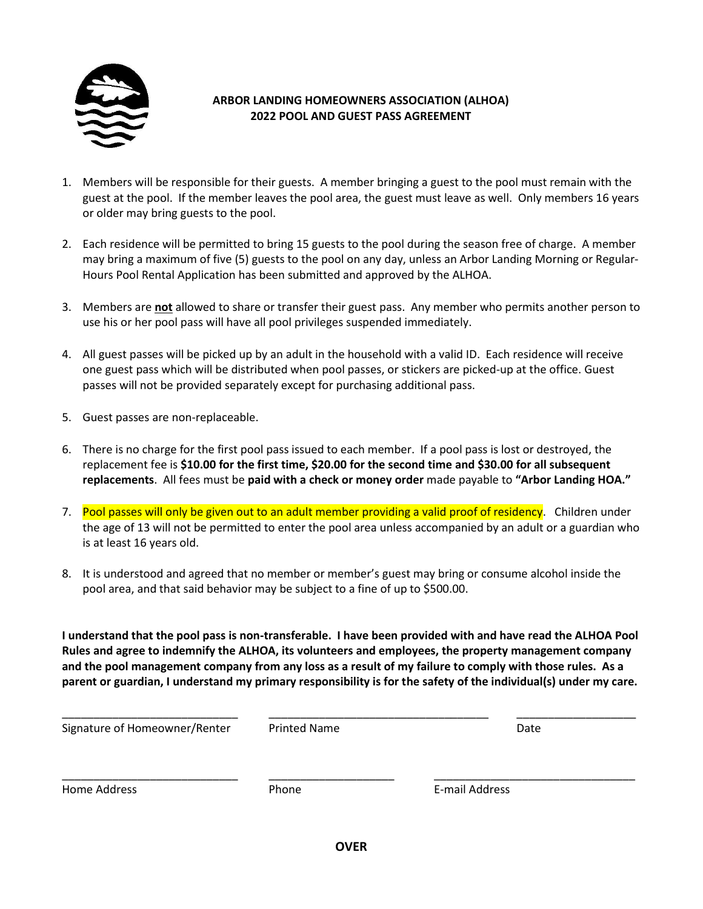# ARBOR LANDING HOMEOWNERS ASSOCIATION (ALHOA)
## 2022 POOL AND GUEST PASS AGREEMENT

1. Members will be responsible for their guests. A member bringing a guest to the pool must remain with the guest at the pool. If the member leaves the pool area, the guest must leave as well. Only members 16 years or older may bring guests to the pool.

2. Each residence will be permitted to bring 15 guests to the pool during the season free of charge. A member may bring a maximum of five (5) guests to the pool on any day, unless an Arbor Landing Morning or Regular-Hours Pool Rental Application has been submitted and approved by the ALHOA.

3. Members are **not** allowed to share or transfer their guest pass. Any member who permits another person to use his or her pool pass will have all pool privileges suspended immediately.

4. All guest passes will be picked up by an adult in the household with a valid ID. Each residence will receive one guest pass which will be distributed when pool passes, or stickers are picked-up at the office. Guest passes will not be provided separately except for purchasing additional pass.

5. Guest passes are non-replaceable.

6. There is no charge for the first pool pass issued to each member. If a pool pass is lost or destroyed, the replacement fee is **$10.00 for the first time, $20.00 for the second time and $30.00 for all subsequent replacements**. All fees must be **paid with a check or money order** made payable to **"Arbor Landing HOA."**

7. Pool passes will only be given out to an adult member providing a valid proof of residency. Children under the age of 13 will not be permitted to enter the pool area unless accompanied by an adult or a guardian who is at least 16 years old.

8. It is understood and agreed that no member or member's guest may bring or consume alcohol inside the pool area, and that said behavior may be subject to a fine of up to $500.00.

**I understand that the pool pass is non-transferable. I have been provided with and have read the ALHOA Pool Rules and agree to indemnify the ALHOA, its volunteers and employees, the property management company and the pool management company from any loss as a result of my failure to comply with those rules. As a parent or guardian, I understand my primary responsibility is for the safety of the individual(s) under my care.**

____________________________ ____________________________ ____________________
Signature of Homeowner/Renter | Printed Name | Date

____________________________ ____________________ ____________________________
Home Address | Phone | E-mail Address

**OVER**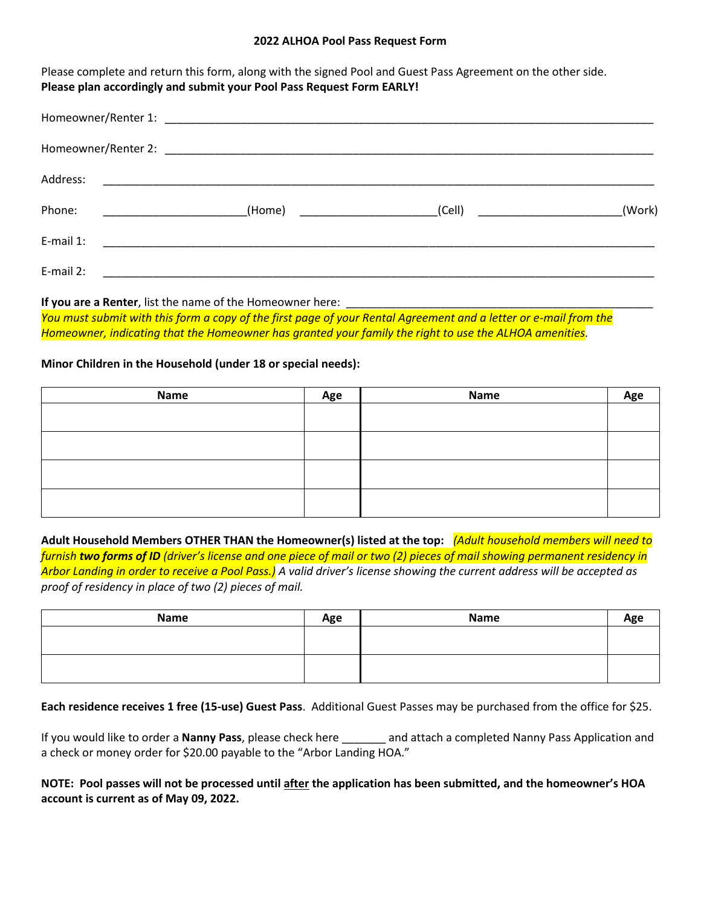# 2022 ALHOA Pool Pass Request Form

Please complete and return this form, along with the signed Pool and Guest Pass Agreement on the other side.
**Please plan accordingly and submit your Pool Pass Request Form EARLY!**

Homeowner/Renter 1: ________________________________________________________________

Homeowner/Renter 2: ________________________________________________________________

Address: ________________________________________________________________

Phone: ______________________(Home) _____________________(Cell) ______________________(Work)

E-mail 1: ________________________________________________________________

E-mail 2: ________________________________________________________________

**If you are a Renter**, list the name of the Homeowner here: ______________________________________________
*You must submit with this form a copy of the first page of your Rental Agreement and a letter or e-mail from the Homeowner, indicating that the Homeowner has granted your family the right to use the ALHOA amenities.*

**Minor Children in the Household (under 18 or special needs):**

| Name | Age | Name | Age |
|---|---|---|---|
| | | | |
| | | | |
| | | | |
| | | | |

**Adult Household Members OTHER THAN the Homeowner(s) listed at the top:** *(Adult household members will need to furnish **two forms of ID** (driver's license and one piece of mail or two (2) pieces of mail showing permanent residency in Arbor Landing in order to receive a Pool Pass.) A valid driver's license showing the current address will be accepted as proof of residency in place of two (2) pieces of mail.*

| Name | Age | Name | Age |
|---|---|---|---|
| | | | |
| | | | |

**Each residence receives 1 free (15-use) Guest Pass**. Additional Guest Passes may be purchased from the office for $25.

If you would like to order a **Nanny Pass**, please check here _______ and attach a completed Nanny Pass Application and a check or money order for $20.00 payable to the "Arbor Landing HOA."

**NOTE: Pool passes will not be processed until <u>after</u> the application has been submitted, and the homeowner's HOA account is current as of May 09, 2022.**